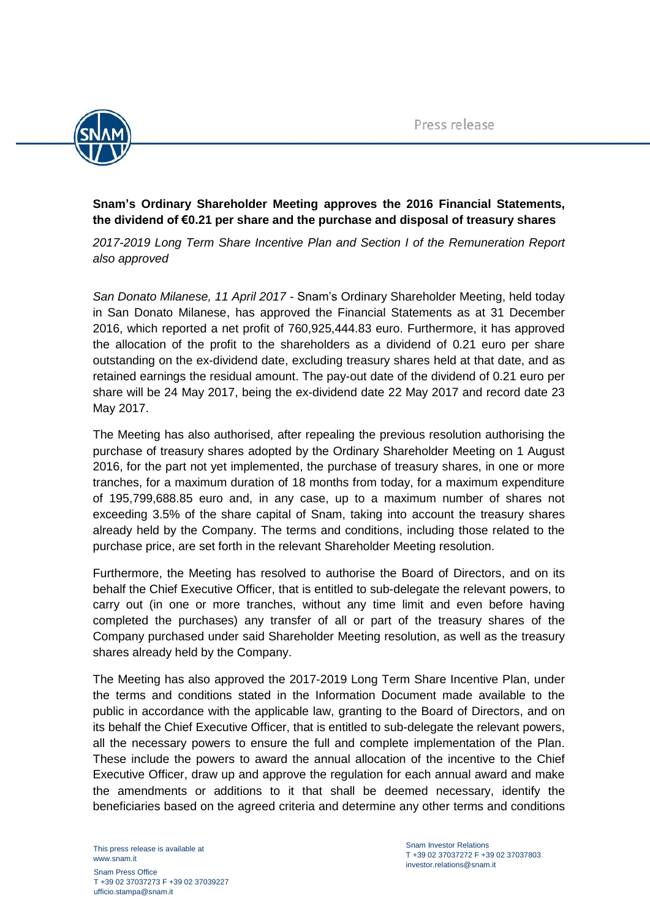Press release

**Snam's Ordinary Shareholder Meeting approves the 2016 Financial Statements, the dividend of €0.21 per share and the purchase and disposal of treasury shares**

*2017-2019 Long Term Share Incentive Plan and Section I of the Remuneration Report also approved*

*San Donato Milanese, 11 April 2017* - Snam's Ordinary Shareholder Meeting, held today in San Donato Milanese, has approved the Financial Statements as at 31 December 2016, which reported a net profit of 760,925,444.83 euro. Furthermore, it has approved the allocation of the profit to the shareholders as a dividend of 0.21 euro per share outstanding on the ex-dividend date, excluding treasury shares held at that date, and as retained earnings the residual amount. The pay-out date of the dividend of 0.21 euro per share will be 24 May 2017, being the ex-dividend date 22 May 2017 and record date 23 May 2017.

The Meeting has also authorised, after repealing the previous resolution authorising the purchase of treasury shares adopted by the Ordinary Shareholder Meeting on 1 August 2016, for the part not yet implemented, the purchase of treasury shares, in one or more tranches, for a maximum duration of 18 months from today, for a maximum expenditure of 195,799,688.85 euro and, in any case, up to a maximum number of shares not exceeding 3.5% of the share capital of Snam, taking into account the treasury shares already held by the Company. The terms and conditions, including those related to the purchase price, are set forth in the relevant Shareholder Meeting resolution.

Furthermore, the Meeting has resolved to authorise the Board of Directors, and on its behalf the Chief Executive Officer, that is entitled to sub-delegate the relevant powers, to carry out (in one or more tranches, without any time limit and even before having completed the purchases) any transfer of all or part of the treasury shares of the Company purchased under said Shareholder Meeting resolution, as well as the treasury shares already held by the Company.

The Meeting has also approved the 2017-2019 Long Term Share Incentive Plan, under the terms and conditions stated in the Information Document made available to the public in accordance with the applicable law, granting to the Board of Directors, and on its behalf the Chief Executive Officer, that is entitled to sub-delegate the relevant powers, all the necessary powers to ensure the full and complete implementation of the Plan. These include the powers to award the annual allocation of the incentive to the Chief Executive Officer, draw up and approve the regulation for each annual award and make the amendments or additions to it that shall be deemed necessary, identify the beneficiaries based on the agreed criteria and determine any other terms and conditions

This press release is available at www.snam.it

Snam Press Office
T +39 02 37037273 F +39 02 37039227
ufficio.stampa@snam.it

Snam Investor Relations
T +39 02 37037272 F +39 02 37037803
investor.relations@snam.it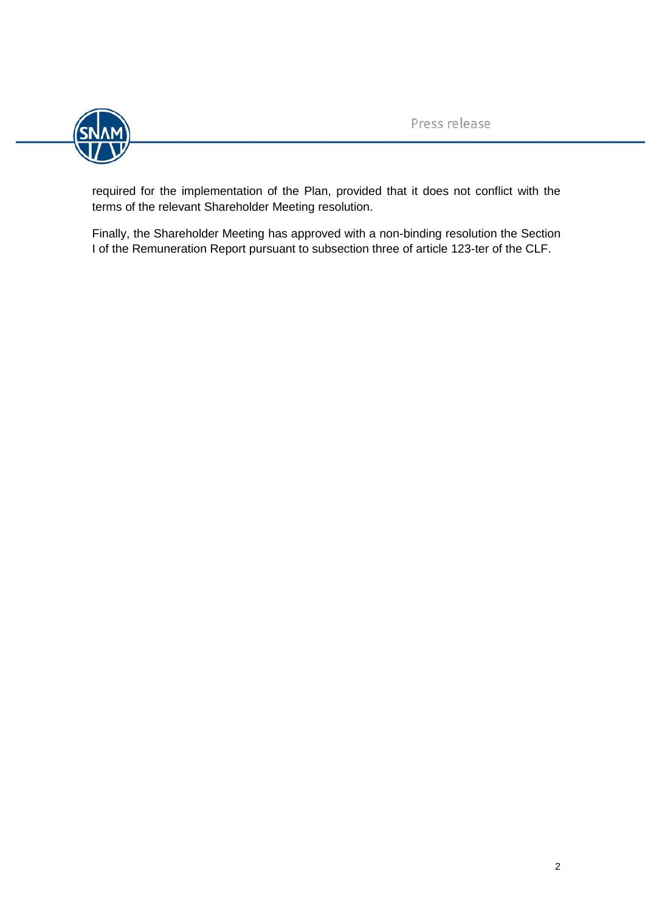required for the implementation of the Plan, provided that it does not conflict with the terms of the relevant Shareholder Meeting resolution.

Finally, the Shareholder Meeting has approved with a non-binding resolution the Section I of the Remuneration Report pursuant to subsection three of article 123-ter of the CLF.